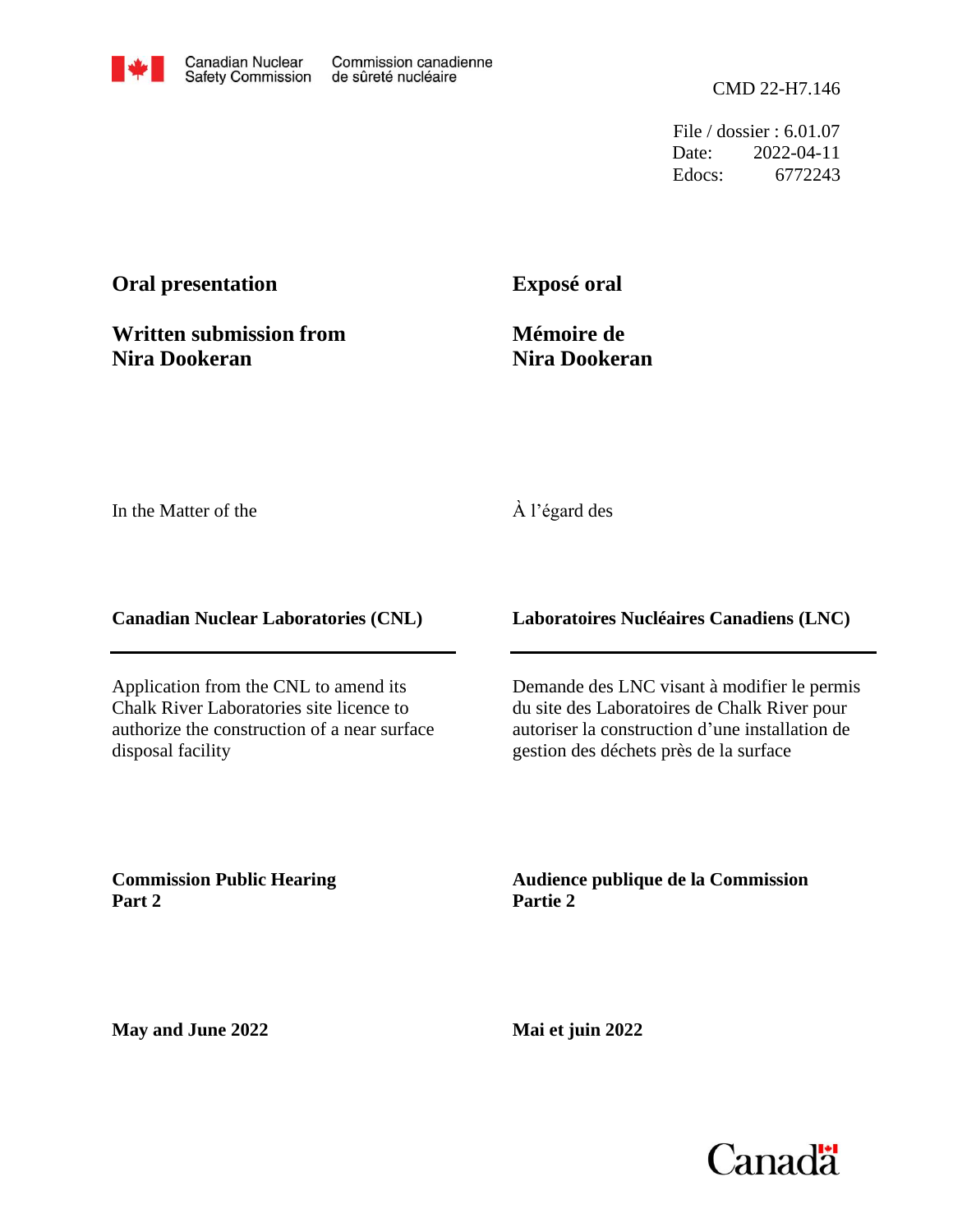Canadian Nuclear Safety Commission | Commission canadienne de sûreté nucléaire

CMD 22-H7.146

File / dossier : 6.01.07
Date: 2022-04-11
Edocs: 6772243

**Oral presentation**

**Written submission from Nira Dookeran**

**Exposé oral**

**Mémoire de Nira Dookeran**

In the Matter of the

À l'égard des

**Canadian Nuclear Laboratories (CNL)**

**Laboratoires Nucléaires Canadiens (LNC)**

Application from the CNL to amend its Chalk River Laboratories site licence to authorize the construction of a near surface disposal facility

Demande des LNC visant à modifier le permis du site des Laboratoires de Chalk River pour autoriser la construction d'une installation de gestion des déchets près de la surface

**Commission Public Hearing Part 2**

**Audience publique de la Commission Partie 2**

**May and June 2022**

**Mai et juin 2022**

Canada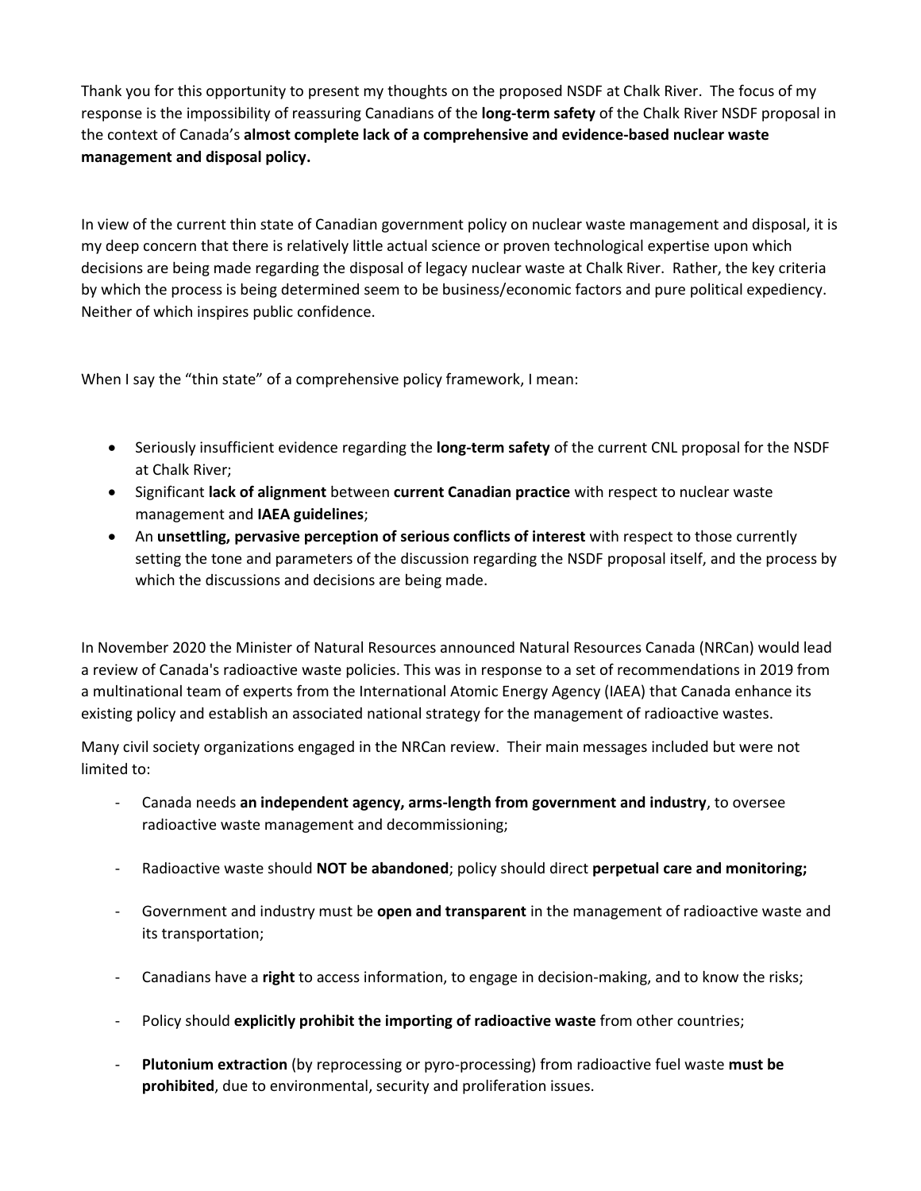Thank you for this opportunity to present my thoughts on the proposed NSDF at Chalk River. The focus of my response is the impossibility of reassuring Canadians of the **long-term safety** of the Chalk River NSDF proposal in the context of Canada's **almost complete lack of a comprehensive and evidence-based nuclear waste management and disposal policy.**

In view of the current thin state of Canadian government policy on nuclear waste management and disposal, it is my deep concern that there is relatively little actual science or proven technological expertise upon which decisions are being made regarding the disposal of legacy nuclear waste at Chalk River. Rather, the key criteria by which the process is being determined seem to be business/economic factors and pure political expediency. Neither of which inspires public confidence.

When I say the "thin state" of a comprehensive policy framework, I mean:

- Seriously insufficient evidence regarding the **long-term safety** of the current CNL proposal for the NSDF at Chalk River;
- Significant **lack of alignment** between **current Canadian practice** with respect to nuclear waste management and **IAEA guidelines**;
- An **unsettling, pervasive perception of serious conflicts of interest** with respect to those currently setting the tone and parameters of the discussion regarding the NSDF proposal itself, and the process by which the discussions and decisions are being made.

In November 2020 the Minister of Natural Resources announced Natural Resources Canada (NRCan) would lead a review of Canada's radioactive waste policies. This was in response to a set of recommendations in 2019 from a multinational team of experts from the International Atomic Energy Agency (IAEA) that Canada enhance its existing policy and establish an associated national strategy for the management of radioactive wastes.

Many civil society organizations engaged in the NRCan review. Their main messages included but were not limited to:

- Canada needs **an independent agency, arms-length from government and industry**, to oversee radioactive waste management and decommissioning;
- Radioactive waste should **NOT be abandoned**; policy should direct **perpetual care and monitoring;**
- Government and industry must be **open and transparent** in the management of radioactive waste and its transportation;
- Canadians have a **right** to access information, to engage in decision-making, and to know the risks;
- Policy should **explicitly prohibit the importing of radioactive waste** from other countries;
- **Plutonium extraction** (by reprocessing or pyro-processing) from radioactive fuel waste **must be prohibited**, due to environmental, security and proliferation issues.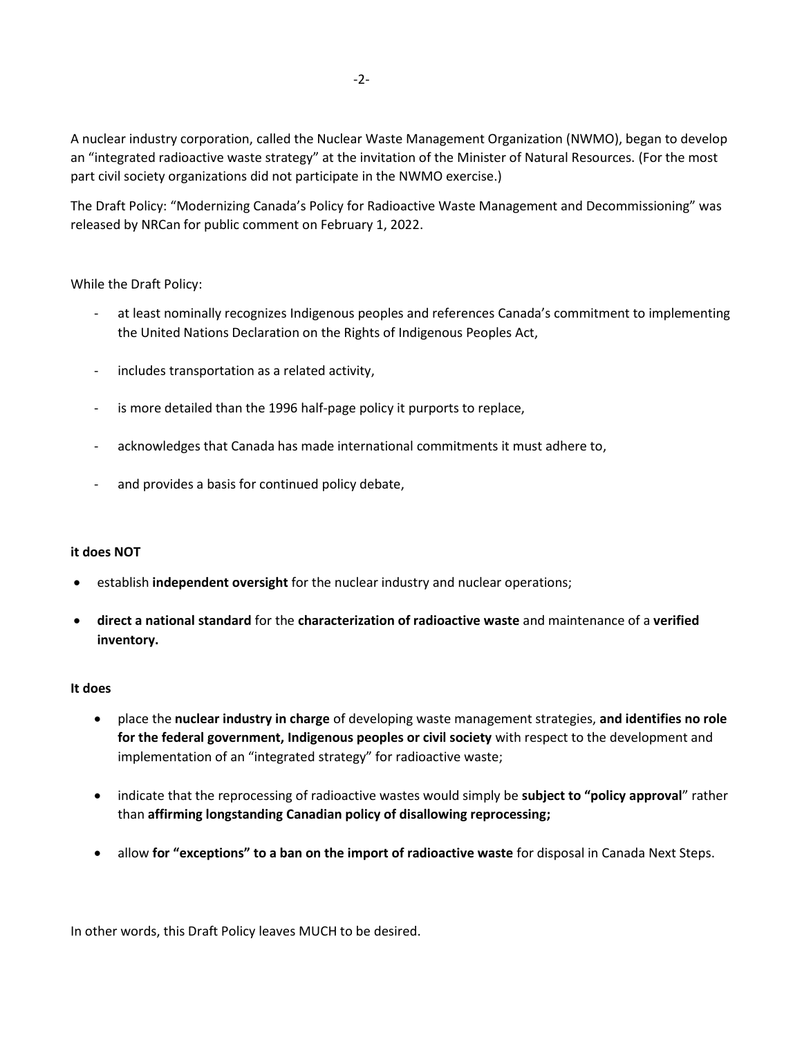A nuclear industry corporation, called the Nuclear Waste Management Organization (NWMO), began to develop an "integrated radioactive waste strategy" at the invitation of the Minister of Natural Resources. (For the most part civil society organizations did not participate in the NWMO exercise.)

The Draft Policy: "Modernizing Canada's Policy for Radioactive Waste Management and Decommissioning" was released by NRCan for public comment on February 1, 2022.

While the Draft Policy:

- at least nominally recognizes Indigenous peoples and references Canada's commitment to implementing the United Nations Declaration on the Rights of Indigenous Peoples Act,
- includes transportation as a related activity,
- is more detailed than the 1996 half-page policy it purports to replace,
- acknowledges that Canada has made international commitments it must adhere to,
- and provides a basis for continued policy debate,

**it does NOT**

- establish **independent oversight** for the nuclear industry and nuclear operations;
- **direct a national standard** for the **characterization of radioactive waste** and maintenance of a **verified inventory.**

**It does**

- place the **nuclear industry in charge** of developing waste management strategies, **and identifies no role for the federal government, Indigenous peoples or civil society** with respect to the development and implementation of an "integrated strategy" for radioactive waste;
- indicate that the reprocessing of radioactive wastes would simply be **subject to "policy approval**" rather than **affirming longstanding Canadian policy of disallowing reprocessing;**
- allow **for "exceptions" to a ban on the import of radioactive waste** for disposal in Canada Next Steps.

In other words, this Draft Policy leaves MUCH to be desired.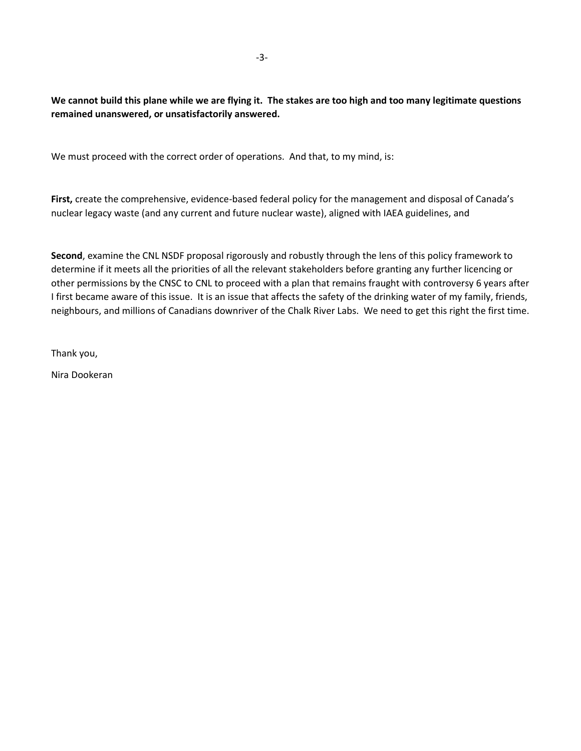**We cannot build this plane while we are flying it. The stakes are too high and too many legitimate questions remained unanswered, or unsatisfactorily answered.**

We must proceed with the correct order of operations. And that, to my mind, is:

**First,** create the comprehensive, evidence-based federal policy for the management and disposal of Canada's nuclear legacy waste (and any current and future nuclear waste), aligned with IAEA guidelines, and

**Second**, examine the CNL NSDF proposal rigorously and robustly through the lens of this policy framework to determine if it meets all the priorities of all the relevant stakeholders before granting any further licencing or other permissions by the CNSC to CNL to proceed with a plan that remains fraught with controversy 6 years after I first became aware of this issue. It is an issue that affects the safety of the drinking water of my family, friends, neighbours, and millions of Canadians downriver of the Chalk River Labs. We need to get this right the first time.

Thank you,

Nira Dookeran